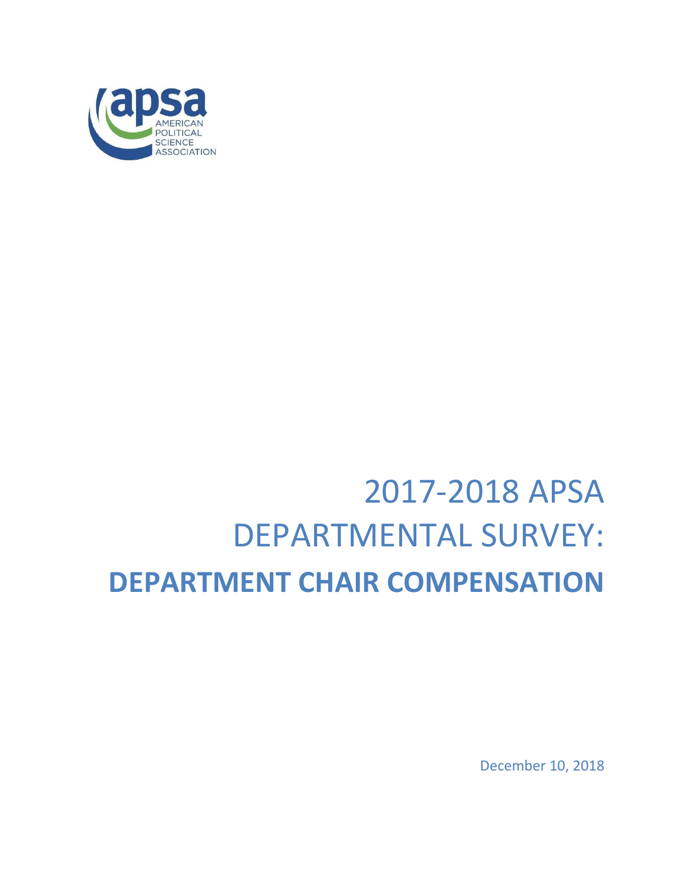apsa

AMERICAN POLITICAL SCIENCE ASSOCIATION

# 2017-2018 APSA DEPARTMENTAL SURVEY: DEPARTMENT CHAIR COMPENSATION

December 10, 2018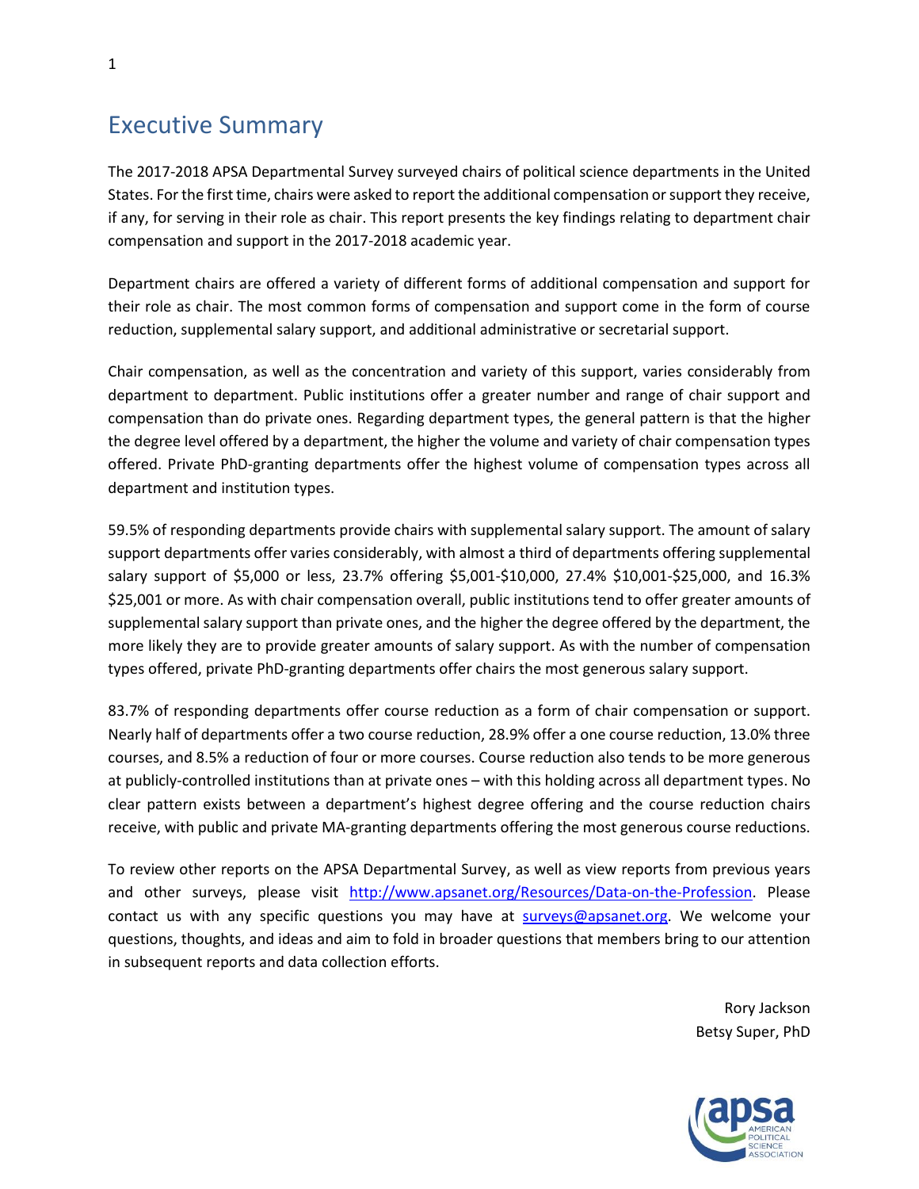# Executive Summary

The 2017-2018 APSA Departmental Survey surveyed chairs of political science departments in the United States. For the first time, chairs were asked to report the additional compensation or support they receive, if any, for serving in their role as chair. This report presents the key findings relating to department chair compensation and support in the 2017-2018 academic year.

Department chairs are offered a variety of different forms of additional compensation and support for their role as chair. The most common forms of compensation and support come in the form of course reduction, supplemental salary support, and additional administrative or secretarial support.

Chair compensation, as well as the concentration and variety of this support, varies considerably from department to department. Public institutions offer a greater number and range of chair support and compensation than do private ones. Regarding department types, the general pattern is that the higher the degree level offered by a department, the higher the volume and variety of chair compensation types offered. Private PhD-granting departments offer the highest volume of compensation types across all department and institution types.

59.5% of responding departments provide chairs with supplemental salary support. The amount of salary support departments offer varies considerably, with almost a third of departments offering supplemental salary support of $5,000 or less, 23.7% offering $5,001-$10,000, 27.4% $10,001-$25,000, and 16.3% $25,001 or more. As with chair compensation overall, public institutions tend to offer greater amounts of supplemental salary support than private ones, and the higher the degree offered by the department, the more likely they are to provide greater amounts of salary support. As with the number of compensation types offered, private PhD-granting departments offer chairs the most generous salary support.

83.7% of responding departments offer course reduction as a form of chair compensation or support. Nearly half of departments offer a two course reduction, 28.9% offer a one course reduction, 13.0% three courses, and 8.5% a reduction of four or more courses. Course reduction also tends to be more generous at publicly-controlled institutions than at private ones – with this holding across all department types. No clear pattern exists between a department's highest degree offering and the course reduction chairs receive, with public and private MA-granting departments offering the most generous course reductions.

To review other reports on the APSA Departmental Survey, as well as view reports from previous years and other surveys, please visit http://www.apsanet.org/Resources/Data-on-the-Profession. Please contact us with any specific questions you may have at surveys@apsanet.org. We welcome your questions, thoughts, and ideas and aim to fold in broader questions that members bring to our attention in subsequent reports and data collection efforts.

Rory Jackson
Betsy Super, PhD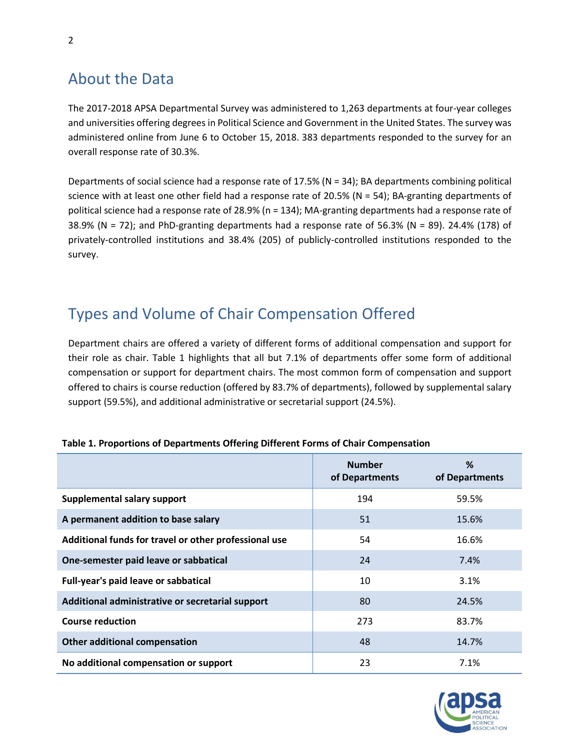## About the Data

The 2017-2018 APSA Departmental Survey was administered to 1,263 departments at four-year colleges and universities offering degrees in Political Science and Government in the United States. The survey was administered online from June 6 to October 15, 2018. 383 departments responded to the survey for an overall response rate of 30.3%.

Departments of social science had a response rate of 17.5% (N = 34); BA departments combining political science with at least one other field had a response rate of 20.5% (N = 54); BA-granting departments of political science had a response rate of 28.9% (n = 134); MA-granting departments had a response rate of 38.9% (N = 72); and PhD-granting departments had a response rate of 56.3% (N = 89). 24.4% (178) of privately-controlled institutions and 38.4% (205) of publicly-controlled institutions responded to the survey.

## Types and Volume of Chair Compensation Offered

Department chairs are offered a variety of different forms of additional compensation and support for their role as chair. Table 1 highlights that all but 7.1% of departments offer some form of additional compensation or support for department chairs. The most common form of compensation and support offered to chairs is course reduction (offered by 83.7% of departments), followed by supplemental salary support (59.5%), and additional administrative or secretarial support (24.5%).

**Table 1. Proportions of Departments Offering Different Forms of Chair Compensation**

| | Number of Departments | % of Departments |
|---|---|---|
| **Supplemental salary support** | 194 | 59.5% |
| **A permanent addition to base salary** | 51 | 15.6% |
| **Additional funds for travel or other professional use** | 54 | 16.6% |
| **One-semester paid leave or sabbatical** | 24 | 7.4% |
| **Full-year's paid leave or sabbatical** | 10 | 3.1% |
| **Additional administrative or secretarial support** | 80 | 24.5% |
| **Course reduction** | 273 | 83.7% |
| **Other additional compensation** | 48 | 14.7% |
| **No additional compensation or support** | 23 | 7.1% |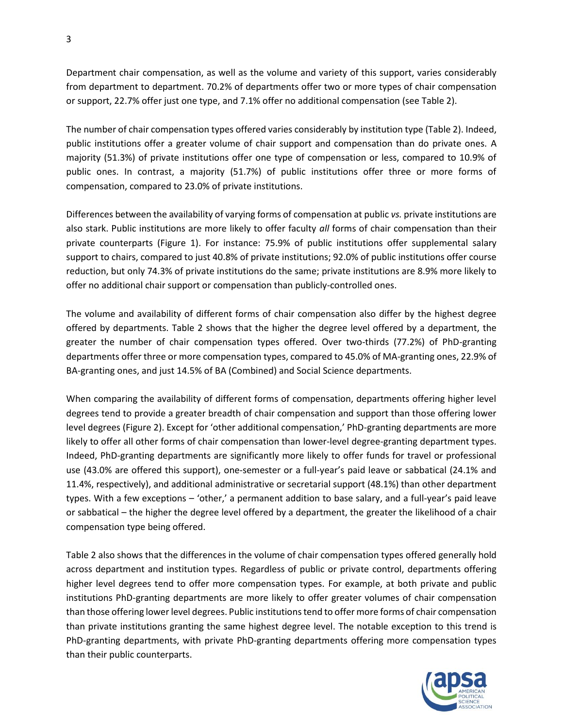Department chair compensation, as well as the volume and variety of this support, varies considerably from department to department. 70.2% of departments offer two or more types of chair compensation or support, 22.7% offer just one type, and 7.1% offer no additional compensation (see Table 2).

The number of chair compensation types offered varies considerably by institution type (Table 2). Indeed, public institutions offer a greater volume of chair support and compensation than do private ones. A majority (51.3%) of private institutions offer one type of compensation or less, compared to 10.9% of public ones. In contrast, a majority (51.7%) of public institutions offer three or more forms of compensation, compared to 23.0% of private institutions.

Differences between the availability of varying forms of compensation at public *vs.* private institutions are also stark. Public institutions are more likely to offer faculty *all* forms of chair compensation than their private counterparts (Figure 1). For instance: 75.9% of public institutions offer supplemental salary support to chairs, compared to just 40.8% of private institutions; 92.0% of public institutions offer course reduction, but only 74.3% of private institutions do the same; private institutions are 8.9% more likely to offer no additional chair support or compensation than publicly-controlled ones.

The volume and availability of different forms of chair compensation also differ by the highest degree offered by departments. Table 2 shows that the higher the degree level offered by a department, the greater the number of chair compensation types offered. Over two-thirds (77.2%) of PhD-granting departments offer three or more compensation types, compared to 45.0% of MA-granting ones, 22.9% of BA-granting ones, and just 14.5% of BA (Combined) and Social Science departments.

When comparing the availability of different forms of compensation, departments offering higher level degrees tend to provide a greater breadth of chair compensation and support than those offering lower level degrees (Figure 2). Except for 'other additional compensation,' PhD-granting departments are more likely to offer all other forms of chair compensation than lower-level degree-granting department types. Indeed, PhD-granting departments are significantly more likely to offer funds for travel or professional use (43.0% are offered this support), one-semester or a full-year's paid leave or sabbatical (24.1% and 11.4%, respectively), and additional administrative or secretarial support (48.1%) than other department types. With a few exceptions – 'other,' a permanent addition to base salary, and a full-year's paid leave or sabbatical – the higher the degree level offered by a department, the greater the likelihood of a chair compensation type being offered.

Table 2 also shows that the differences in the volume of chair compensation types offered generally hold across department and institution types. Regardless of public or private control, departments offering higher level degrees tend to offer more compensation types. For example, at both private and public institutions PhD-granting departments are more likely to offer greater volumes of chair compensation than those offering lower level degrees. Public institutions tend to offer more forms of chair compensation than private institutions granting the same highest degree level. The notable exception to this trend is PhD-granting departments, with private PhD-granting departments offering more compensation types than their public counterparts.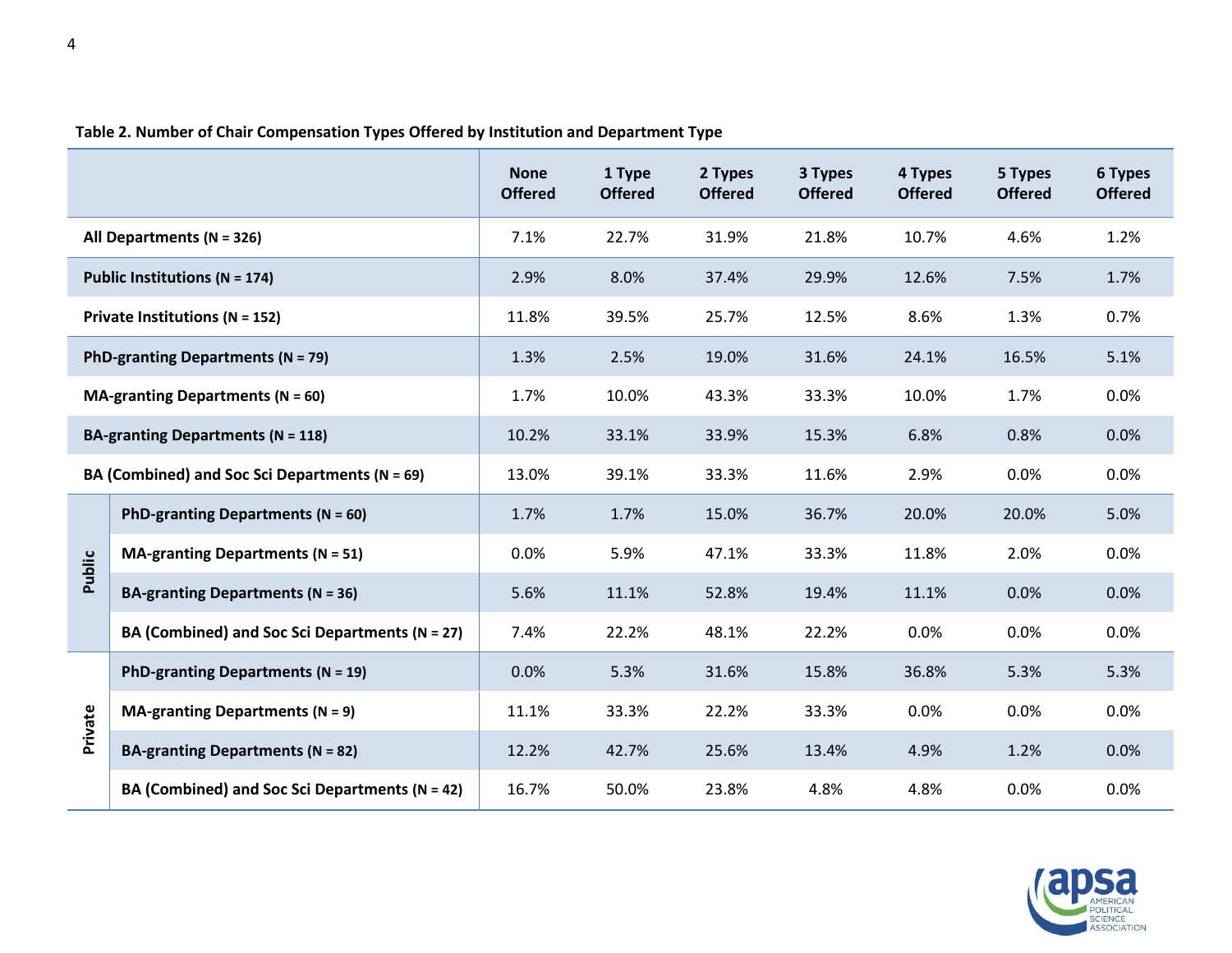**Table 2. Number of Chair Compensation Types Offered by Institution and Department Type**

| | | None Offered | 1 Type Offered | 2 Types Offered | 3 Types Offered | 4 Types Offered | 5 Types Offered | 6 Types Offered |
|---|---|---|---|---|---|---|---|---|
| **All Departments (N = 326)** | | 7.1% | 22.7% | 31.9% | 21.8% | 10.7% | 4.6% | 1.2% |
| **Public Institutions (N = 174)** | | 2.9% | 8.0% | 37.4% | 29.9% | 12.6% | 7.5% | 1.7% |
| **Private Institutions (N = 152)** | | 11.8% | 39.5% | 25.7% | 12.5% | 8.6% | 1.3% | 0.7% |
| **PhD-granting Departments (N = 79)** | | 1.3% | 2.5% | 19.0% | 31.6% | 24.1% | 16.5% | 5.1% |
| **MA-granting Departments (N = 60)** | | 1.7% | 10.0% | 43.3% | 33.3% | 10.0% | 1.7% | 0.0% |
| **BA-granting Departments (N = 118)** | | 10.2% | 33.1% | 33.9% | 15.3% | 6.8% | 0.8% | 0.0% |
| **BA (Combined) and Soc Sci Departments (N = 69)** | | 13.0% | 39.1% | 33.3% | 11.6% | 2.9% | 0.0% | 0.0% |
| **Public** | **PhD-granting Departments (N = 60)** | 1.7% | 1.7% | 15.0% | 36.7% | 20.0% | 20.0% | 5.0% |
| | **MA-granting Departments (N = 51)** | 0.0% | 5.9% | 47.1% | 33.3% | 11.8% | 2.0% | 0.0% |
| | **BA-granting Departments (N = 36)** | 5.6% | 11.1% | 52.8% | 19.4% | 11.1% | 0.0% | 0.0% |
| | **BA (Combined) and Soc Sci Departments (N = 27)** | 7.4% | 22.2% | 48.1% | 22.2% | 0.0% | 0.0% | 0.0% |
| **Private** | **PhD-granting Departments (N = 19)** | 0.0% | 5.3% | 31.6% | 15.8% | 36.8% | 5.3% | 5.3% |
| | **MA-granting Departments (N = 9)** | 11.1% | 33.3% | 22.2% | 33.3% | 0.0% | 0.0% | 0.0% |
| | **BA-granting Departments (N = 82)** | 12.2% | 42.7% | 25.6% | 13.4% | 4.9% | 1.2% | 0.0% |
| | **BA (Combined) and Soc Sci Departments (N = 42)** | 16.7% | 50.0% | 23.8% | 4.8% | 4.8% | 0.0% | 0.0% |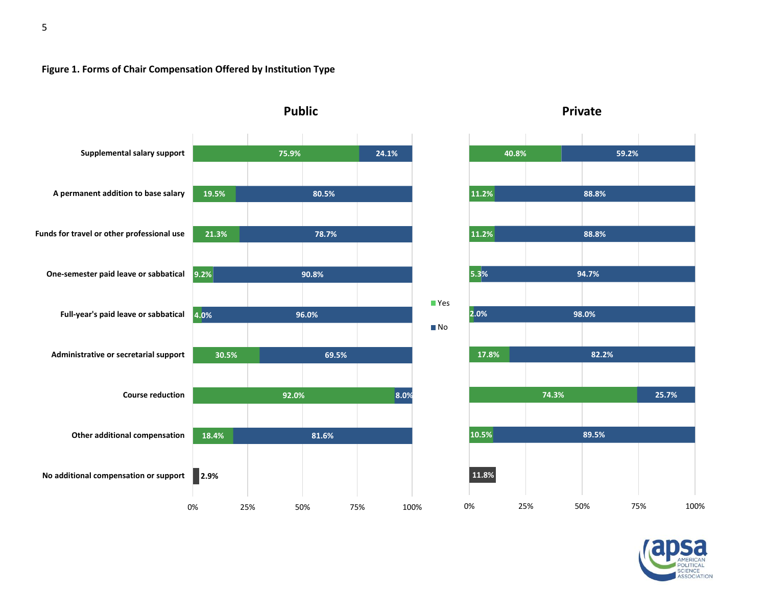**Figure 1. Forms of Chair Compensation Offered by Institution Type**

| Form of compensation | Public: Yes | Public: No | Private: Yes | Private: No |
|---|---|---|---|---|
| Supplemental salary support | 75.9% | 24.1% | 40.8% | 59.2% |
| A permanent addition to base salary | 19.5% | 80.5% | 11.2% | 88.8% |
| Funds for travel or other professional use | 21.3% | 78.7% | 11.2% | 88.8% |
| One-semester paid leave or sabbatical | 9.2% | 90.8% | 5.3% | 94.7% |
| Full-year's paid leave or sabbatical | 4.0% | 96.0% | 2.0% | 98.0% |
| Administrative or secretarial support | 30.5% | 69.5% | 17.8% | 82.2% |
| Course reduction | 92.0% | 8.0% | 74.3% | 25.7% |
| Other additional compensation | 18.4% | 81.6% | 10.5% | 89.5% |
| No additional compensation or support | 2.9% | | 11.8% | |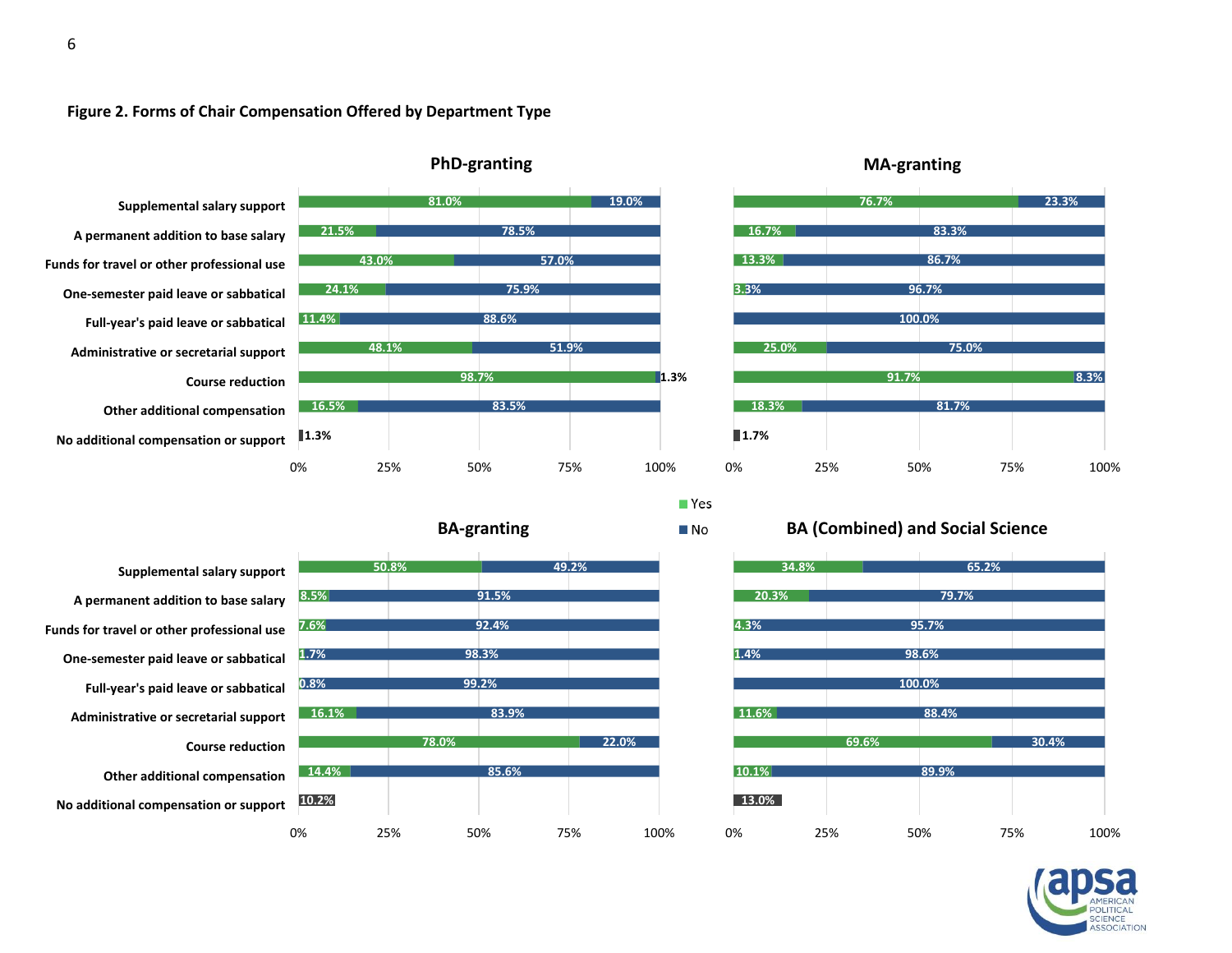**Figure 2. Forms of Chair Compensation Offered by Department Type**

**PhD-granting**

| Form of compensation | Yes | No |
|---|---|---|
| Supplemental salary support | 81.0% | 19.0% |
| A permanent addition to base salary | 21.5% | 78.5% |
| Funds for travel or other professional use | 43.0% | 57.0% |
| One-semester paid leave or sabbatical | 24.1% | 75.9% |
| Full-year's paid leave or sabbatical | 11.4% | 88.6% |
| Administrative or secretarial support | 48.1% | 51.9% |
| Course reduction | 98.7% | 1.3% |
| Other additional compensation | 16.5% | 83.5% |
| No additional compensation or support | 1.3% | |

**MA-granting**

| Form of compensation | Yes | No |
|---|---|---|
| Supplemental salary support | 76.7% | 23.3% |
| A permanent addition to base salary | 16.7% | 83.3% |
| Funds for travel or other professional use | 13.3% | 86.7% |
| One-semester paid leave or sabbatical | 3.3% | 96.7% |
| Full-year's paid leave or sabbatical | | 100.0% |
| Administrative or secretarial support | 25.0% | 75.0% |
| Course reduction | 91.7% | 8.3% |
| Other additional compensation | 18.3% | 81.7% |
| No additional compensation or support | 1.7% | |

**BA-granting**

| Form of compensation | Yes | No |
|---|---|---|
| Supplemental salary support | 50.8% | 49.2% |
| A permanent addition to base salary | 8.5% | 91.5% |
| Funds for travel or other professional use | 7.6% | 92.4% |
| One-semester paid leave or sabbatical | 1.7% | 98.3% |
| Full-year's paid leave or sabbatical | 0.8% | 99.2% |
| Administrative or secretarial support | 16.1% | 83.9% |
| Course reduction | 78.0% | 22.0% |
| Other additional compensation | 14.4% | 85.6% |
| No additional compensation or support | 10.2% | |

**BA (Combined) and Social Science**

| Form of compensation | Yes | No |
|---|---|---|
| Supplemental salary support | 34.8% | 65.2% |
| A permanent addition to base salary | 20.3% | 79.7% |
| Funds for travel or other professional use | 4.3% | 95.7% |
| One-semester paid leave or sabbatical | 1.4% | 98.6% |
| Full-year's paid leave or sabbatical | | 100.0% |
| Administrative or secretarial support | 11.6% | 88.4% |
| Course reduction | 69.6% | 30.4% |
| Other additional compensation | 10.1% | 89.9% |
| No additional compensation or support | 13.0% | |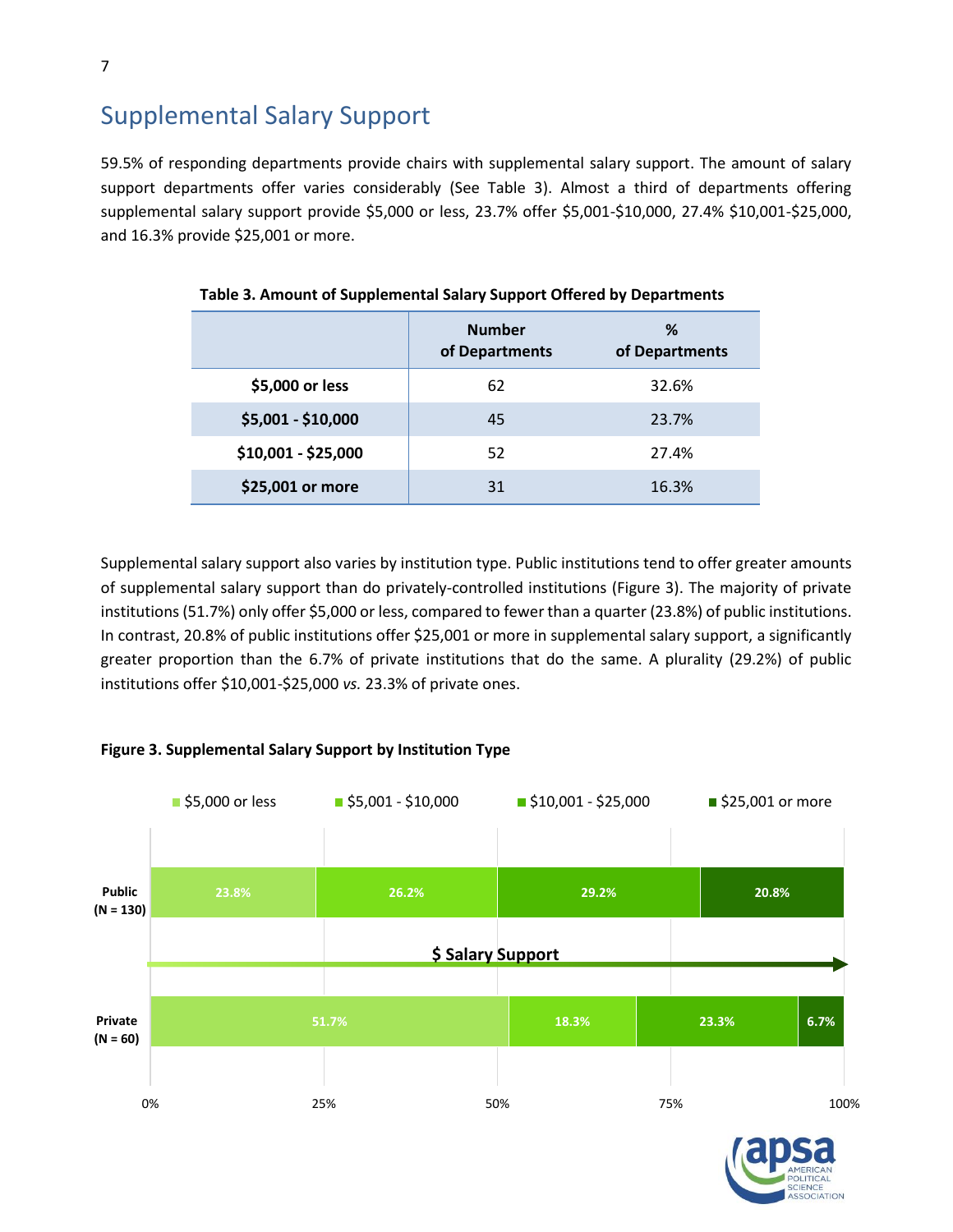## Supplemental Salary Support

59.5% of responding departments provide chairs with supplemental salary support. The amount of salary support departments offer varies considerably (See Table 3). Almost a third of departments offering supplemental salary support provide $5,000 or less, 23.7% offer $5,001-$10,000, 27.4% $10,001-$25,000, and 16.3% provide $25,001 or more.

**Table 3. Amount of Supplemental Salary Support Offered by Departments**

| | Number of Departments | % of Departments |
|---|---|---|
| **$5,000 or less** | 62 | 32.6% |
| **$5,001 - $10,000** | 45 | 23.7% |
| **$10,001 - $25,000** | 52 | 27.4% |
| **$25,001 or more** | 31 | 16.3% |

Supplemental salary support also varies by institution type. Public institutions tend to offer greater amounts of supplemental salary support than do privately-controlled institutions (Figure 3). The majority of private institutions (51.7%) only offer $5,000 or less, compared to fewer than a quarter (23.8%) of public institutions. In contrast, 20.8% of public institutions offer $25,001 or more in supplemental salary support, a significantly greater proportion than the 6.7% of private institutions that do the same. A plurality (29.2%) of public institutions offer $10,001-$25,000 *vs.* 23.3% of private ones.

**Figure 3. Supplemental Salary Support by Institution Type**

| | $5,000 or less | $5,001 - $10,000 | $10,001 - $25,000 | $25,001 or more |
|---|---|---|---|---|
| **Public (N = 130)** | 23.8% | 26.2% | 29.2% | 20.8% |
| **Private (N = 60)** | 51.7% | 18.3% | 23.3% | 6.7% |

$ Salary Support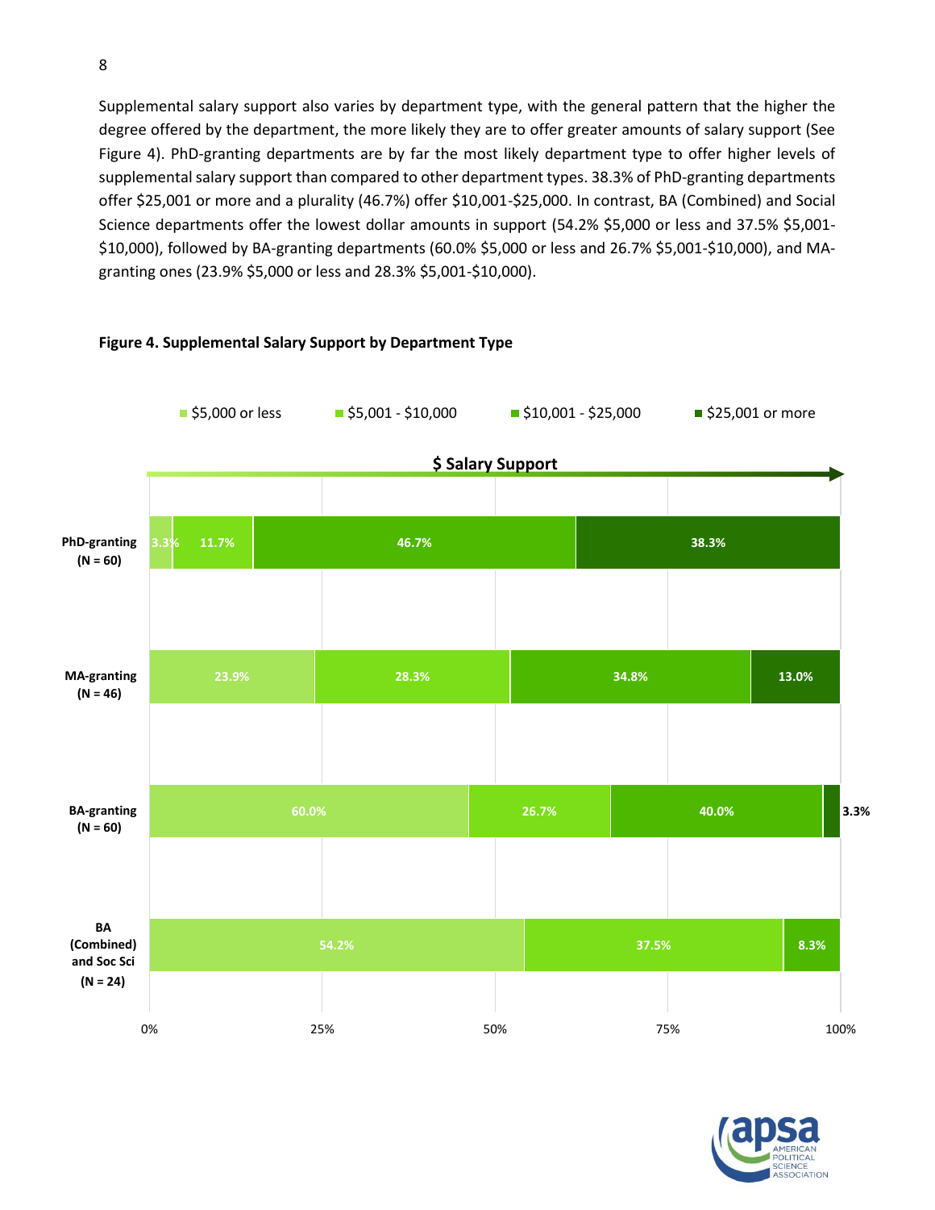Supplemental salary support also varies by department type, with the general pattern that the higher the degree offered by the department, the more likely they are to offer greater amounts of salary support (See Figure 4). PhD-granting departments are by far the most likely department type to offer higher levels of supplemental salary support than compared to other department types. 38.3% of PhD-granting departments offer $25,001 or more and a plurality (46.7%) offer $10,001-$25,000. In contrast, BA (Combined) and Social Science departments offer the lowest dollar amounts in support (54.2% $5,000 or less and 37.5% $5,001-$10,000), followed by BA-granting departments (60.0% $5,000 or less and 26.7% $5,001-$10,000), and MA-granting ones (23.9% $5,000 or less and 28.3% $5,001-$10,000).

**Figure 4. Supplemental Salary Support by Department Type**

| Department Type | $5,000 or less | $5,001 - $10,000 | $10,001 - $25,000 | $25,001 or more |
|---|---|---|---|---|
| PhD-granting (N = 60) | 3.3% | 11.7% | 46.7% | 38.3% |
| MA-granting (N = 46) | 23.9% | 28.3% | 34.8% | 13.0% |
| BA-granting (N = 60) | 60.0% | 26.7% | 40.0% | 3.3% |
| BA (Combined) and Soc Sci (N = 24) | 54.2% | 37.5% | 8.3% | |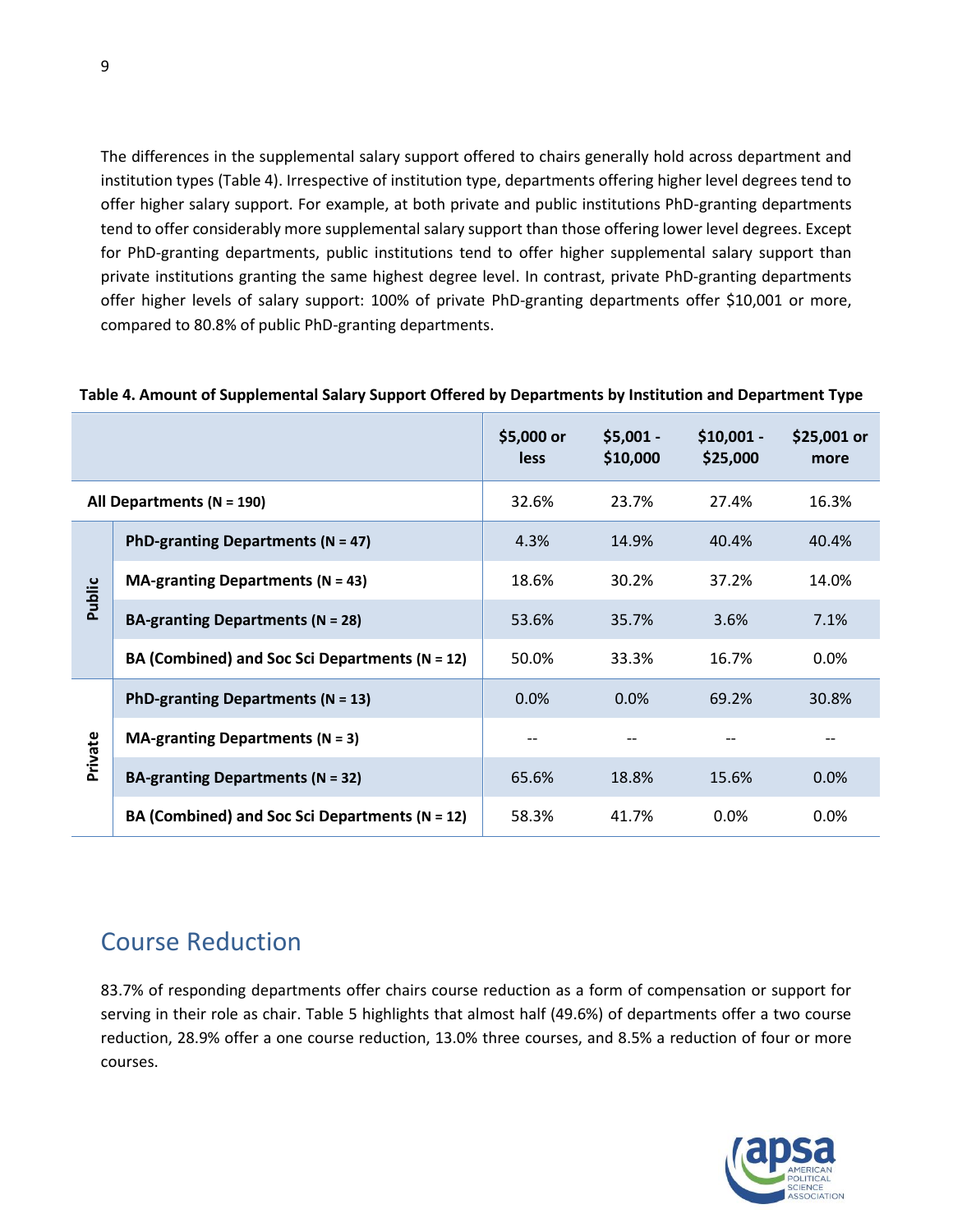The differences in the supplemental salary support offered to chairs generally hold across department and institution types (Table 4). Irrespective of institution type, departments offering higher level degrees tend to offer higher salary support. For example, at both private and public institutions PhD-granting departments tend to offer considerably more supplemental salary support than those offering lower level degrees. Except for PhD-granting departments, public institutions tend to offer higher supplemental salary support than private institutions granting the same highest degree level. In contrast, private PhD-granting departments offer higher levels of salary support: 100% of private PhD-granting departments offer $10,001 or more, compared to 80.8% of public PhD-granting departments.

**Table 4. Amount of Supplemental Salary Support Offered by Departments by Institution and Department Type**

| | | $5,000 or less | $5,001 - $10,000 | $10,001 - $25,000 | $25,001 or more |
|---|---|---|---|---|---|
| **All Departments (N = 190)** | | 32.6% | 23.7% | 27.4% | 16.3% |
| **Public** | **PhD-granting Departments (N = 47)** | 4.3% | 14.9% | 40.4% | 40.4% |
| | **MA-granting Departments (N = 43)** | 18.6% | 30.2% | 37.2% | 14.0% |
| | **BA-granting Departments (N = 28)** | 53.6% | 35.7% | 3.6% | 7.1% |
| | **BA (Combined) and Soc Sci Departments (N = 12)** | 50.0% | 33.3% | 16.7% | 0.0% |
| **Private** | **PhD-granting Departments (N = 13)** | 0.0% | 0.0% | 69.2% | 30.8% |
| | **MA-granting Departments (N = 3)** | -- | -- | -- | -- |
| | **BA-granting Departments (N = 32)** | 65.6% | 18.8% | 15.6% | 0.0% |
| | **BA (Combined) and Soc Sci Departments (N = 12)** | 58.3% | 41.7% | 0.0% | 0.0% |

## Course Reduction

83.7% of responding departments offer chairs course reduction as a form of compensation or support for serving in their role as chair. Table 5 highlights that almost half (49.6%) of departments offer a two course reduction, 28.9% offer a one course reduction, 13.0% three courses, and 8.5% a reduction of four or more courses.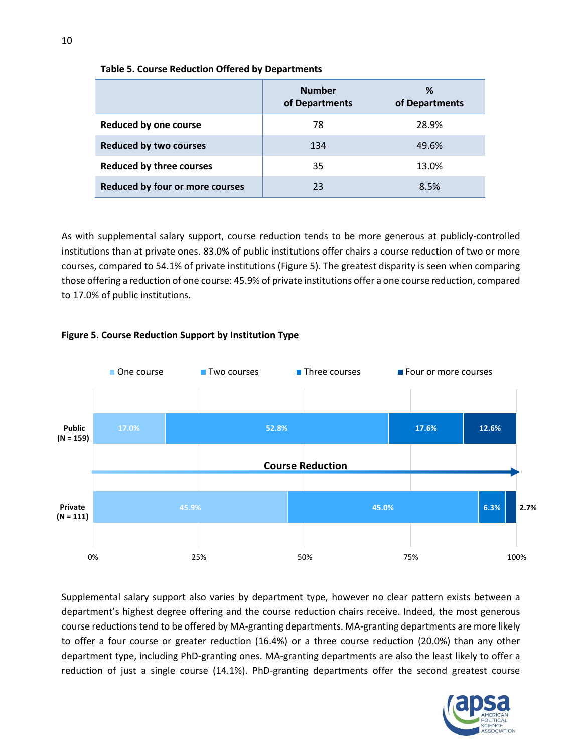**Table 5. Course Reduction Offered by Departments**

| | Number of Departments | % of Departments |
|---|---|---|
| **Reduced by one course** | 78 | 28.9% |
| **Reduced by two courses** | 134 | 49.6% |
| **Reduced by three courses** | 35 | 13.0% |
| **Reduced by four or more courses** | 23 | 8.5% |

As with supplemental salary support, course reduction tends to be more generous at publicly-controlled institutions than at private ones. 83.0% of public institutions offer chairs a course reduction of two or more courses, compared to 54.1% of private institutions (Figure 5). The greatest disparity is seen when comparing those offering a reduction of one course: 45.9% of private institutions offer a one course reduction, compared to 17.0% of public institutions.

**Figure 5. Course Reduction Support by Institution Type**

| | One course | Two courses | Three courses | Four or more courses |
|---|---|---|---|---|
| **Public (N = 159)** | 17.0% | 52.8% | 17.6% | 12.6% |
| **Private (N = 111)** | 45.9% | 45.0% | 6.3% | 2.7% |

Supplemental salary support also varies by department type, however no clear pattern exists between a department's highest degree offering and the course reduction chairs receive. Indeed, the most generous course reductions tend to be offered by MA-granting departments. MA-granting departments are more likely to offer a four course or greater reduction (16.4%) or a three course reduction (20.0%) than any other department type, including PhD-granting ones. MA-granting departments are also the least likely to offer a reduction of just a single course (14.1%). PhD-granting departments offer the second greatest course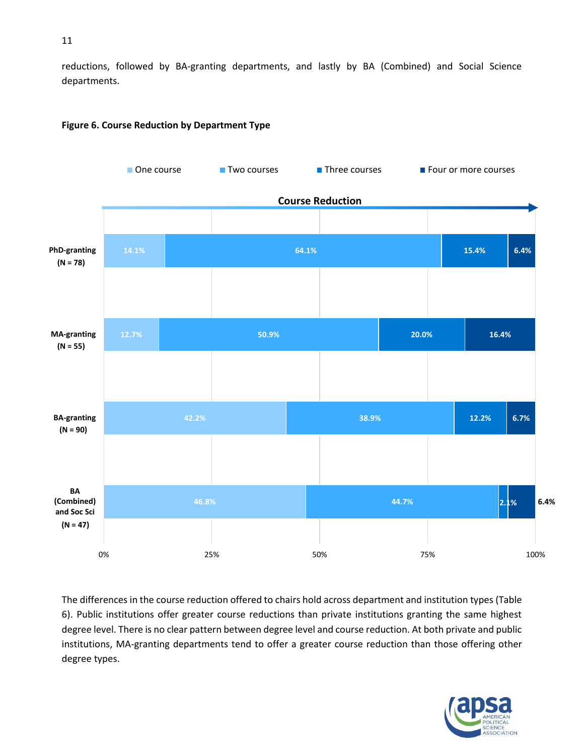reductions, followed by BA-granting departments, and lastly by BA (Combined) and Social Science departments.

**Figure 6. Course Reduction by Department Type**

| Department Type | One course | Two courses | Three courses | Four or more courses |
|---|---|---|---|---|
| PhD-granting (N = 78) | 14.1% | 64.1% | 15.4% | 6.4% |
| MA-granting (N = 55) | 12.7% | 50.9% | 20.0% | 16.4% |
| BA-granting (N = 90) | 42.2% | 38.9% | 12.2% | 6.7% |
| BA (Combined) and Soc Sci (N = 47) | 46.8% | 44.7% | 2.1% | 6.4% |

The differences in the course reduction offered to chairs hold across department and institution types (Table 6). Public institutions offer greater course reductions than private institutions granting the same highest degree level. There is no clear pattern between degree level and course reduction. At both private and public institutions, MA-granting departments tend to offer a greater course reduction than those offering other degree types.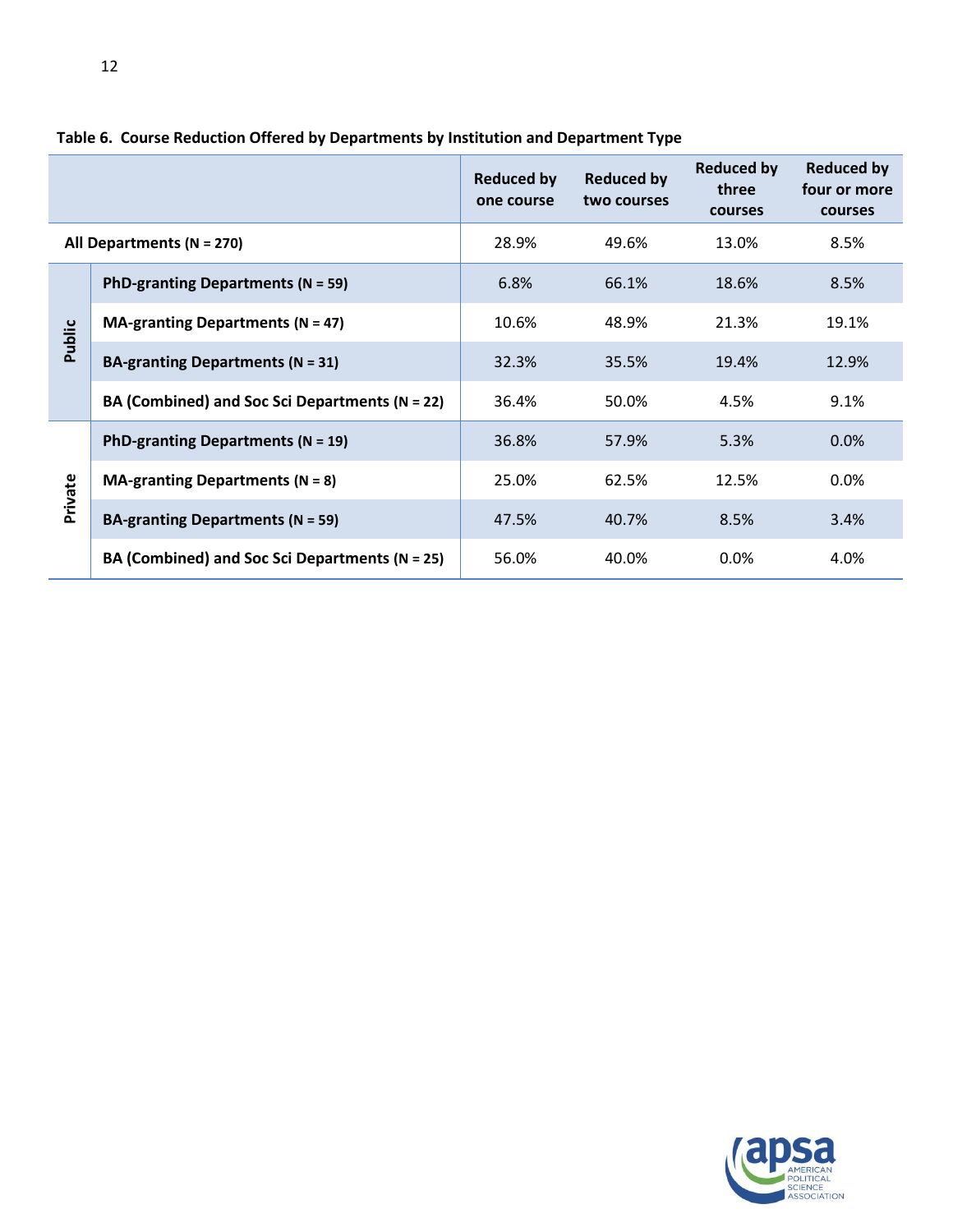**Table 6. Course Reduction Offered by Departments by Institution and Department Type**

| | | Reduced by one course | Reduced by two courses | Reduced by three courses | Reduced by four or more courses |
|---|---|---|---|---|---|
| **All Departments (N = 270)** | | 28.9% | 49.6% | 13.0% | 8.5% |
| **Public** | **PhD-granting Departments (N = 59)** | 6.8% | 66.1% | 18.6% | 8.5% |
| | **MA-granting Departments (N = 47)** | 10.6% | 48.9% | 21.3% | 19.1% |
| | **BA-granting Departments (N = 31)** | 32.3% | 35.5% | 19.4% | 12.9% |
| | **BA (Combined) and Soc Sci Departments (N = 22)** | 36.4% | 50.0% | 4.5% | 9.1% |
| **Private** | **PhD-granting Departments (N = 19)** | 36.8% | 57.9% | 5.3% | 0.0% |
| | **MA-granting Departments (N = 8)** | 25.0% | 62.5% | 12.5% | 0.0% |
| | **BA-granting Departments (N = 59)** | 47.5% | 40.7% | 8.5% | 3.4% |
| | **BA (Combined) and Soc Sci Departments (N = 25)** | 56.0% | 40.0% | 0.0% | 4.0% |